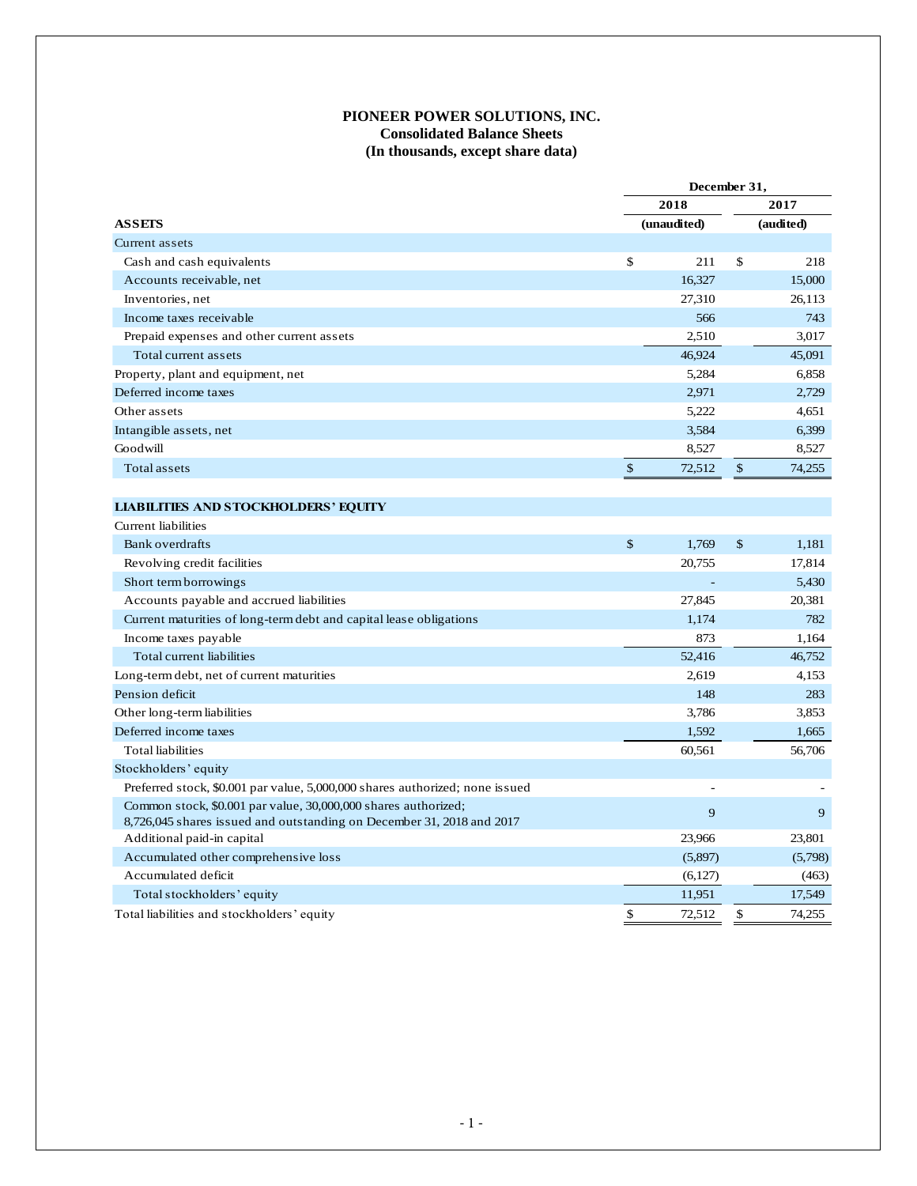# PIONEER POWER SOLUTIONS, INC.

## Consolidated Balance Sheets

### (In thousands, except share data)

| | December 31, 2018 (unaudited) | December 31, 2017 (audited) |
|---|---|---|
| **ASSETS** | | |
| Current assets | | |
| Cash and cash equivalents | $ 211 | $ 218 |
| Accounts receivable, net | 16,327 | 15,000 |
| Inventories, net | 27,310 | 26,113 |
| Income taxes receivable | 566 | 743 |
| Prepaid expenses and other current assets | 2,510 | 3,017 |
| Total current assets | 46,924 | 45,091 |
| Property, plant and equipment, net | 5,284 | 6,858 |
| Deferred income taxes | 2,971 | 2,729 |
| Other assets | 5,222 | 4,651 |
| Intangible assets, net | 3,584 | 6,399 |
| Goodwill | 8,527 | 8,527 |
| Total assets | $ 72,512 | $ 74,255 |
| | | |
| **LIABILITIES AND STOCKHOLDERS' EQUITY** | | |
| Current liabilities | | |
| Bank overdrafts | $ 1,769 | $ 1,181 |
| Revolving credit facilities | 20,755 | 17,814 |
| Short term borrowings | - | 5,430 |
| Accounts payable and accrued liabilities | 27,845 | 20,381 |
| Current maturities of long-term debt and capital lease obligations | 1,174 | 782 |
| Income taxes payable | 873 | 1,164 |
| Total current liabilities | 52,416 | 46,752 |
| Long-term debt, net of current maturities | 2,619 | 4,153 |
| Pension deficit | 148 | 283 |
| Other long-term liabilities | 3,786 | 3,853 |
| Deferred income taxes | 1,592 | 1,665 |
| Total liabilities | 60,561 | 56,706 |
| Stockholders' equity | | |
| Preferred stock, $0.001 par value, 5,000,000 shares authorized; none issued | - | - |
| Common stock, $0.001 par value, 30,000,000 shares authorized; 8,726,045 shares issued and outstanding on December 31, 2018 and 2017 | 9 | 9 |
| Additional paid-in capital | 23,966 | 23,801 |
| Accumulated other comprehensive loss | (5,897) | (5,798) |
| Accumulated deficit | (6,127) | (463) |
| Total stockholders' equity | 11,951 | 17,549 |
| Total liabilities and stockholders' equity | $ 72,512 | $ 74,255 |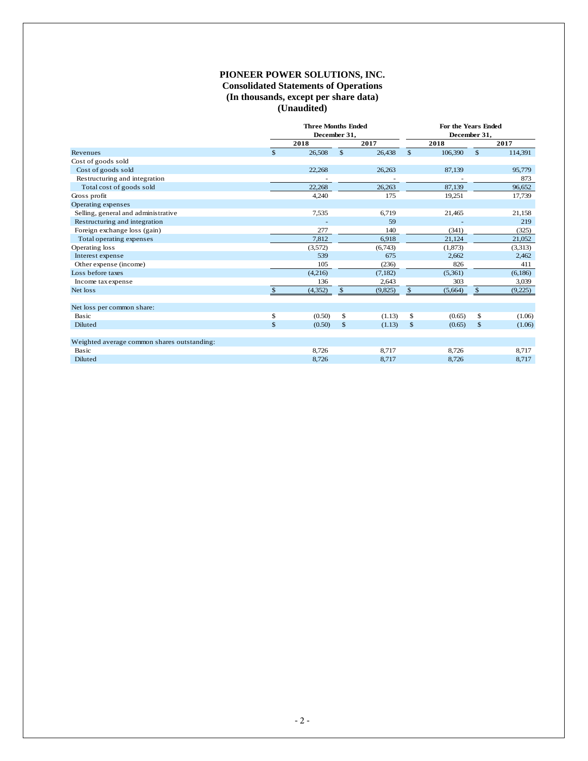# PIONEER POWER SOLUTIONS, INC.
## Consolidated Statements of Operations
## (In thousands, except per share data)
## (Unaudited)

| | Three Months Ended December 31, | | For the Years Ended December 31, | |
|---|---|---|---|---|
| | 2018 | 2017 | 2018 | 2017 |
| Revenues | $ 26,508 | $ 26,438 | $ 106,390 | $ 114,391 |
| Cost of goods sold | | | | |
| Cost of goods sold | 22,268 | 26,263 | 87,139 | 95,779 |
| Restructuring and integration | - | - | - | 873 |
| Total cost of goods sold | 22,268 | 26,263 | 87,139 | 96,652 |
| Gross profit | 4,240 | 175 | 19,251 | 17,739 |
| Operating expenses | | | | |
| Selling, general and administrative | 7,535 | 6,719 | 21,465 | 21,158 |
| Restructuring and integration | - | 59 | - | 219 |
| Foreign exchange loss (gain) | 277 | 140 | (341) | (325) |
| Total operating expenses | 7,812 | 6,918 | 21,124 | 21,052 |
| Operating loss | (3,572) | (6,743) | (1,873) | (3,313) |
| Interest expense | 539 | 675 | 2,662 | 2,462 |
| Other expense (income) | 105 | (236) | 826 | 411 |
| Loss before taxes | (4,216) | (7,182) | (5,361) | (6,186) |
| Income tax expense | 136 | 2,643 | 303 | 3,039 |
| Net loss | $ (4,352) | $ (9,825) | $ (5,664) | $ (9,225) |
| | | | | |
| Net loss per common share: | | | | |
| Basic | $ (0.50) | $ (1.13) | $ (0.65) | $ (1.06) |
| Diluted | $ (0.50) | $ (1.13) | $ (0.65) | $ (1.06) |
| | | | | |
| Weighted average common shares outstanding: | | | | |
| Basic | 8,726 | 8,717 | 8,726 | 8,717 |
| Diluted | 8,726 | 8,717 | 8,726 | 8,717 |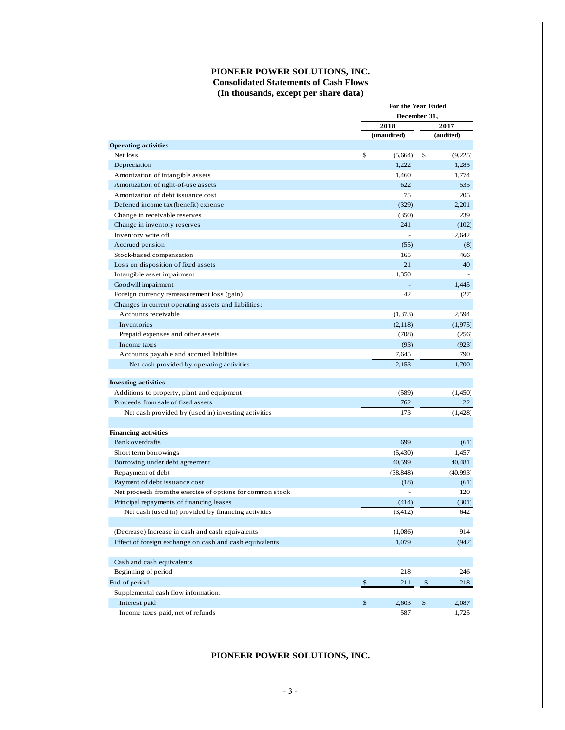# PIONEER POWER SOLUTIONS, INC.
## Consolidated Statements of Cash Flows
## (In thousands, except per share data)

| | For the Year Ended December 31, | |
|---|---|---|
| | 2018 | 2017 |
| | (unaudited) | (audited) |
| **Operating activities** | | |
| Net loss | $ (5,664) | $ (9,225) |
| Depreciation | 1,222 | 1,285 |
| Amortization of intangible assets | 1,460 | 1,774 |
| Amortization of right-of-use assets | 622 | 535 |
| Amortization of debt issuance cost | 75 | 205 |
| Deferred income tax (benefit) expense | (329) | 2,201 |
| Change in receivable reserves | (350) | 239 |
| Change in inventory reserves | 241 | (102) |
| Inventory write off | - | 2,642 |
| Accrued pension | (55) | (8) |
| Stock-based compensation | 165 | 466 |
| Loss on disposition of fixed assets | 21 | 40 |
| Intangible asset impairment | 1,350 | - |
| Goodwill impairment | - | 1,445 |
| Foreign currency remeasurement loss (gain) | 42 | (27) |
| Changes in current operating assets and liabilities: | | |
| Accounts receivable | (1,373) | 2,594 |
| Inventories | (2,118) | (1,975) |
| Prepaid expenses and other assets | (708) | (256) |
| Income taxes | (93) | (923) |
| Accounts payable and accrued liabilities | 7,645 | 790 |
| Net cash provided by operating activities | 2,153 | 1,700 |
| | | |
| **Investing activities** | | |
| Additions to property, plant and equipment | (589) | (1,450) |
| Proceeds from sale of fixed assets | 762 | 22 |
| Net cash provided by (used in) investing activities | 173 | (1,428) |
| | | |
| **Financing activities** | | |
| Bank overdrafts | 699 | (61) |
| Short term borrowings | (5,430) | 1,457 |
| Borrowing under debt agreement | 40,599 | 40,481 |
| Repayment of debt | (38,848) | (40,993) |
| Payment of debt issuance cost | (18) | (61) |
| Net proceeds from the exercise of options for common stock | - | 120 |
| Principal repayments of financing leases | (414) | (301) |
| Net cash (used in) provided by financing activities | (3,412) | 642 |
| | | |
| (Decrease) Increase in cash and cash equivalents | (1,086) | 914 |
| Effect of foreign exchange on cash and cash equivalents | 1,079 | (942) |
| | | |
| Cash and cash equivalents | | |
| Beginning of period | 218 | 246 |
| End of period | $ 211 | $ 218 |
| Supplemental cash flow information: | | |
| Interest paid | $ 2,603 | $ 2,087 |
| Income taxes paid, net of refunds | 587 | 1,725 |

**PIONEER POWER SOLUTIONS, INC.**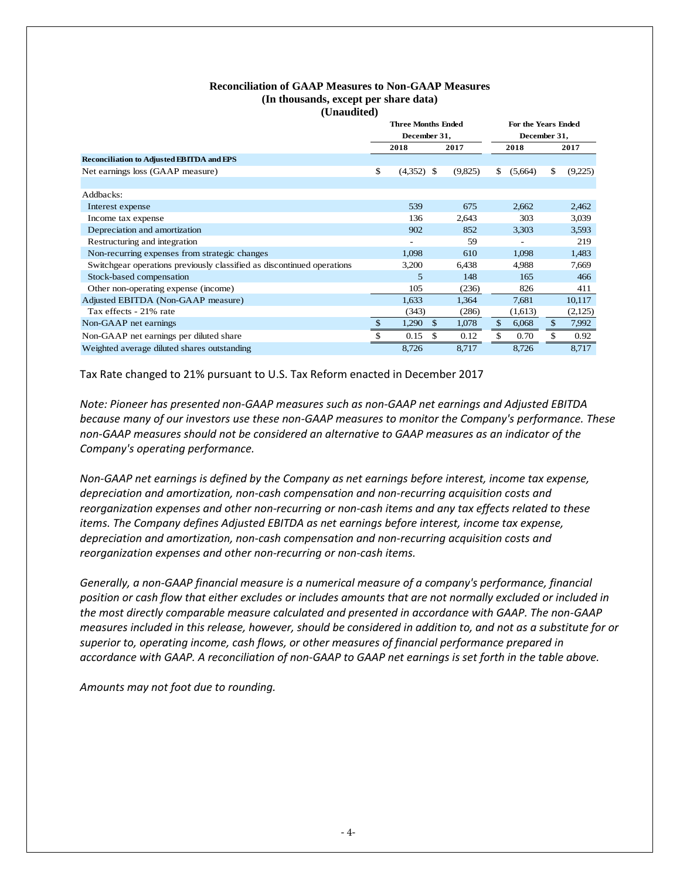### Reconciliation of GAAP Measures to Non-GAAP Measures
### (In thousands, except per share data)
### (Unaudited)

| | Three Months Ended December 31, | | For the Years Ended December 31, | |
|---|---|---|---|---|
| | 2018 | 2017 | 2018 | 2017 |
| **Reconciliation to Adjusted EBITDA and EPS** | | | | |
| Net earnings loss (GAAP measure) | $ (4,352) | $ (9,825) | $ (5,664) | $ (9,225) |
| | | | | |
| Addbacks: | | | | |
| Interest expense | 539 | 675 | 2,662 | 2,462 |
| Income tax expense | 136 | 2,643 | 303 | 3,039 |
| Depreciation and amortization | 902 | 852 | 3,303 | 3,593 |
| Restructuring and integration | - | 59 | - | 219 |
| Non-recurring expenses from strategic changes | 1,098 | 610 | 1,098 | 1,483 |
| Switchgear operations previously classified as discontinued operations | 3,200 | 6,438 | 4,988 | 7,669 |
| Stock-based compensation | 5 | 148 | 165 | 466 |
| Other non-operating expense (income) | 105 | (236) | 826 | 411 |
| Adjusted EBITDA (Non-GAAP measure) | 1,633 | 1,364 | 7,681 | 10,117 |
| Tax effects - 21% rate | (343) | (286) | (1,613) | (2,125) |
| Non-GAAP net earnings | $ 1,290 | $ 1,078 | $ 6,068 | $ 7,992 |
| Non-GAAP net earnings per diluted share | $ 0.15 | $ 0.12 | $ 0.70 | $ 0.92 |
| Weighted average diluted shares outstanding | 8,726 | 8,717 | 8,726 | 8,717 |

Tax Rate changed to 21% pursuant to U.S. Tax Reform enacted in December 2017

*Note: Pioneer has presented non-GAAP measures such as non-GAAP net earnings and Adjusted EBITDA because many of our investors use these non-GAAP measures to monitor the Company's performance. These non-GAAP measures should not be considered an alternative to GAAP measures as an indicator of the Company's operating performance.*

*Non-GAAP net earnings is defined by the Company as net earnings before interest, income tax expense, depreciation and amortization, non-cash compensation and non-recurring acquisition costs and reorganization expenses and other non-recurring or non-cash items and any tax effects related to these items. The Company defines Adjusted EBITDA as net earnings before interest, income tax expense, depreciation and amortization, non-cash compensation and non-recurring acquisition costs and reorganization expenses and other non-recurring or non-cash items.*

*Generally, a non-GAAP financial measure is a numerical measure of a company's performance, financial position or cash flow that either excludes or includes amounts that are not normally excluded or included in the most directly comparable measure calculated and presented in accordance with GAAP. The non-GAAP measures included in this release, however, should be considered in addition to, and not as a substitute for or superior to, operating income, cash flows, or other measures of financial performance prepared in accordance with GAAP. A reconciliation of non-GAAP to GAAP net earnings is set forth in the table above.*

*Amounts may not foot due to rounding.*